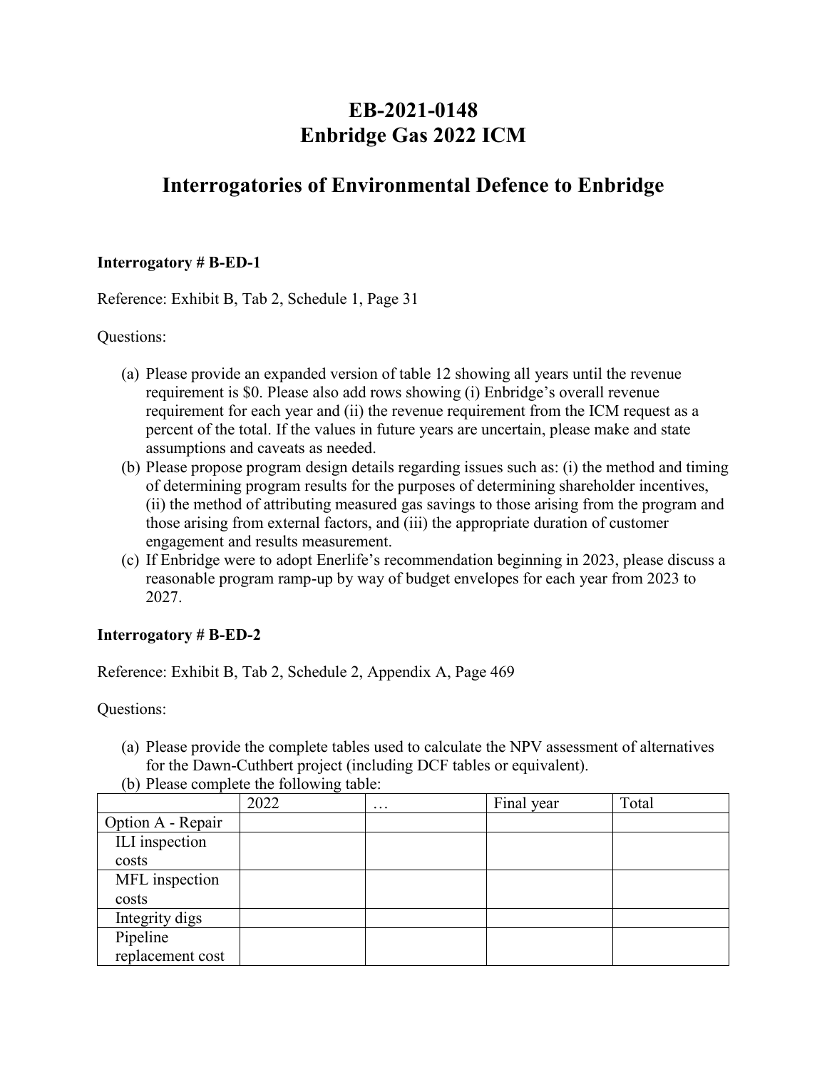# EB-2021-0148
# Enbridge Gas 2022 ICM

## Interrogatories of Environmental Defence to Enbridge

**Interrogatory # B-ED-1**

Reference: Exhibit B, Tab 2, Schedule 1, Page 31

Questions:

(a) Please provide an expanded version of table 12 showing all years until the revenue requirement is $0. Please also add rows showing (i) Enbridge's overall revenue requirement for each year and (ii) the revenue requirement from the ICM request as a percent of the total. If the values in future years are uncertain, please make and state assumptions and caveats as needed.

(b) Please propose program design details regarding issues such as: (i) the method and timing of determining program results for the purposes of determining shareholder incentives, (ii) the method of attributing measured gas savings to those arising from the program and those arising from external factors, and (iii) the appropriate duration of customer engagement and results measurement.

(c) If Enbridge were to adopt Enerlife's recommendation beginning in 2023, please discuss a reasonable program ramp-up by way of budget envelopes for each year from 2023 to 2027.

**Interrogatory # B-ED-2**

Reference: Exhibit B, Tab 2, Schedule 2, Appendix A, Page 469

Questions:

(a) Please provide the complete tables used to calculate the NPV assessment of alternatives for the Dawn-Cuthbert project (including DCF tables or equivalent).

(b) Please complete the following table:

| | 2022 | … | Final year | Total |
|---|---|---|---|---|
| Option A - Repair | | | | |
| ILI inspection costs | | | | |
| MFL inspection costs | | | | |
| Integrity digs | | | | |
| Pipeline replacement cost | | | | |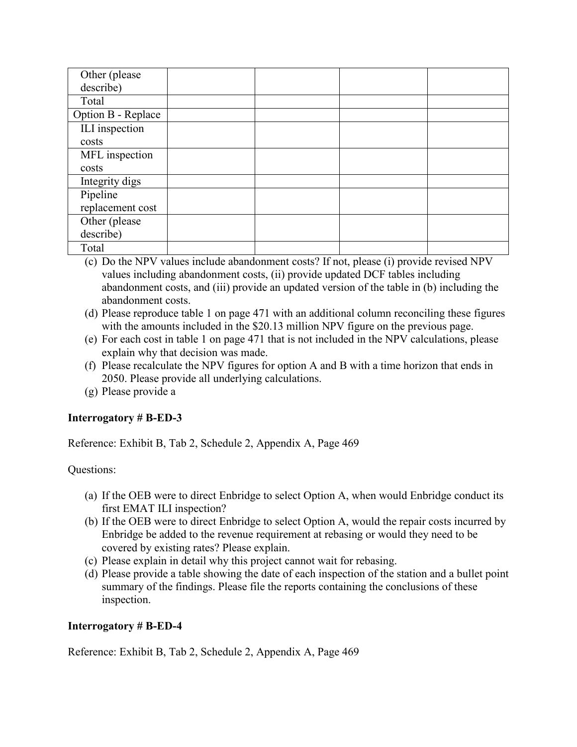| | | | | |
|---|---|---|---|---|
| Other (please describe) | | | | |
| Total | | | | |
| Option B - Replace | | | | |
| ILI inspection costs | | | | |
| MFL inspection costs | | | | |
| Integrity digs | | | | |
| Pipeline replacement cost | | | | |
| Other (please describe) | | | | |
| Total | | | | |

(c) Do the NPV values include abandonment costs? If not, please (i) provide revised NPV values including abandonment costs, (ii) provide updated DCF tables including abandonment costs, and (iii) provide an updated version of the table in (b) including the abandonment costs.
(d) Please reproduce table 1 on page 471 with an additional column reconciling these figures with the amounts included in the $20.13 million NPV figure on the previous page.
(e) For each cost in table 1 on page 471 that is not included in the NPV calculations, please explain why that decision was made.
(f) Please recalculate the NPV figures for option A and B with a time horizon that ends in 2050. Please provide all underlying calculations.
(g) Please provide a

**Interrogatory # B-ED-3**

Reference: Exhibit B, Tab 2, Schedule 2, Appendix A, Page 469

Questions:

(a) If the OEB were to direct Enbridge to select Option A, when would Enbridge conduct its first EMAT ILI inspection?
(b) If the OEB were to direct Enbridge to select Option A, would the repair costs incurred by Enbridge be added to the revenue requirement at rebasing or would they need to be covered by existing rates? Please explain.
(c) Please explain in detail why this project cannot wait for rebasing.
(d) Please provide a table showing the date of each inspection of the station and a bullet point summary of the findings. Please file the reports containing the conclusions of these inspection.

**Interrogatory # B-ED-4**

Reference: Exhibit B, Tab 2, Schedule 2, Appendix A, Page 469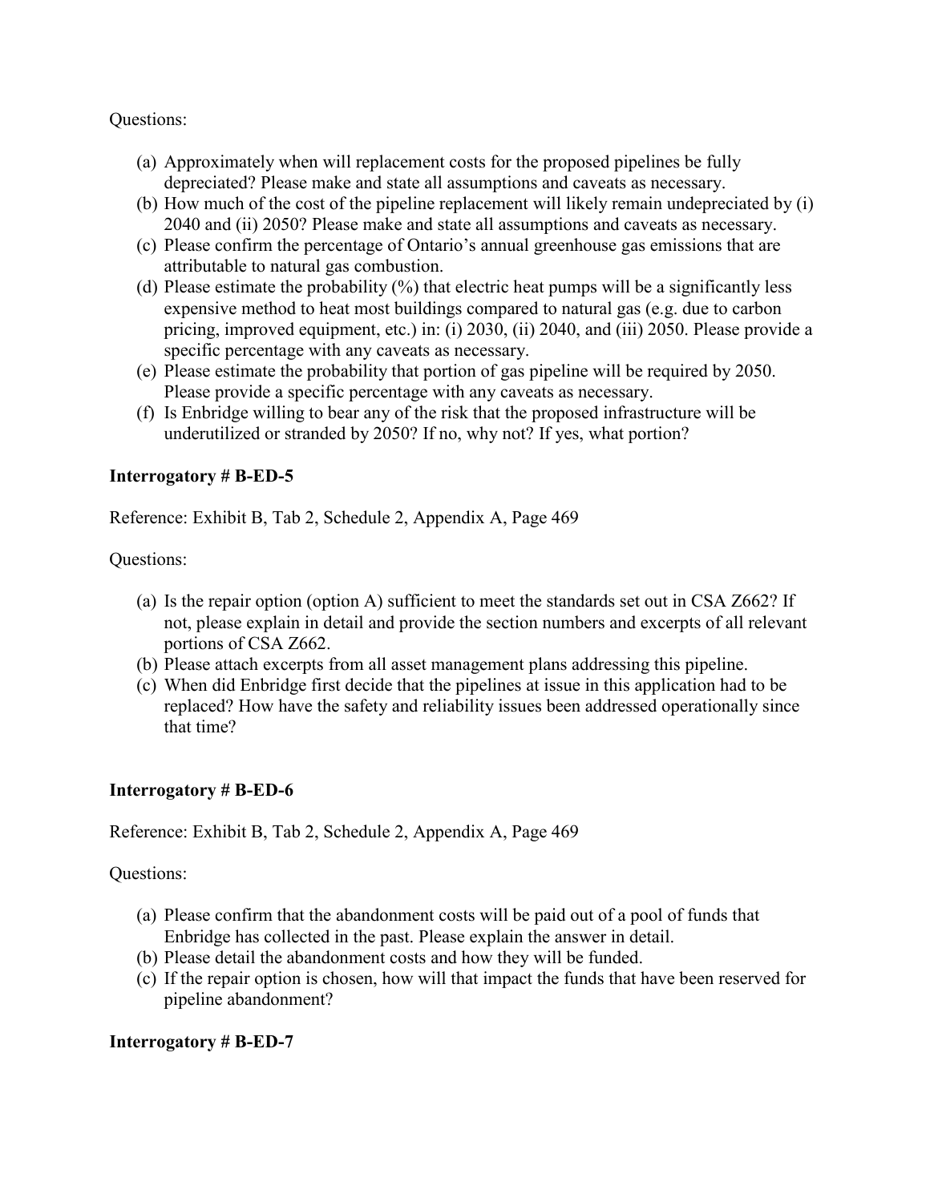Questions:

(a) Approximately when will replacement costs for the proposed pipelines be fully depreciated? Please make and state all assumptions and caveats as necessary.
(b) How much of the cost of the pipeline replacement will likely remain undepreciated by (i) 2040 and (ii) 2050? Please make and state all assumptions and caveats as necessary.
(c) Please confirm the percentage of Ontario's annual greenhouse gas emissions that are attributable to natural gas combustion.
(d) Please estimate the probability (%) that electric heat pumps will be a significantly less expensive method to heat most buildings compared to natural gas (e.g. due to carbon pricing, improved equipment, etc.) in: (i) 2030, (ii) 2040, and (iii) 2050. Please provide a specific percentage with any caveats as necessary.
(e) Please estimate the probability that portion of gas pipeline will be required by 2050. Please provide a specific percentage with any caveats as necessary.
(f) Is Enbridge willing to bear any of the risk that the proposed infrastructure will be underutilized or stranded by 2050? If no, why not? If yes, what portion?

**Interrogatory # B-ED-5**

Reference: Exhibit B, Tab 2, Schedule 2, Appendix A, Page 469

Questions:

(a) Is the repair option (option A) sufficient to meet the standards set out in CSA Z662? If not, please explain in detail and provide the section numbers and excerpts of all relevant portions of CSA Z662.
(b) Please attach excerpts from all asset management plans addressing this pipeline.
(c) When did Enbridge first decide that the pipelines at issue in this application had to be replaced? How have the safety and reliability issues been addressed operationally since that time?

**Interrogatory # B-ED-6**

Reference: Exhibit B, Tab 2, Schedule 2, Appendix A, Page 469

Questions:

(a) Please confirm that the abandonment costs will be paid out of a pool of funds that Enbridge has collected in the past. Please explain the answer in detail.
(b) Please detail the abandonment costs and how they will be funded.
(c) If the repair option is chosen, how will that impact the funds that have been reserved for pipeline abandonment?

**Interrogatory # B-ED-7**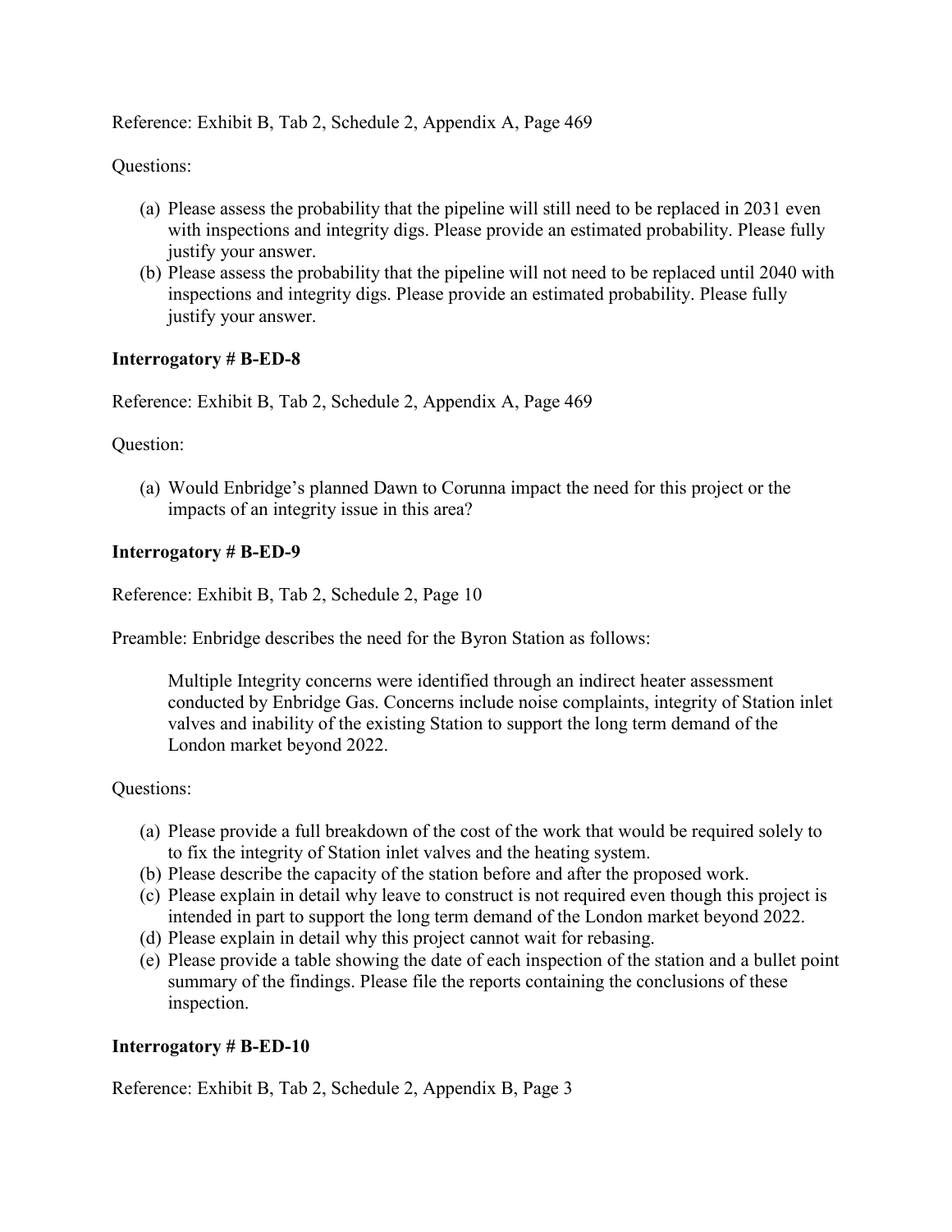Reference: Exhibit B, Tab 2, Schedule 2, Appendix A, Page 469

Questions:

(a) Please assess the probability that the pipeline will still need to be replaced in 2031 even with inspections and integrity digs. Please provide an estimated probability. Please fully justify your answer.
(b) Please assess the probability that the pipeline will not need to be replaced until 2040 with inspections and integrity digs. Please provide an estimated probability. Please fully justify your answer.

**Interrogatory # B-ED-8**

Reference: Exhibit B, Tab 2, Schedule 2, Appendix A, Page 469

Question:

(a) Would Enbridge's planned Dawn to Corunna impact the need for this project or the impacts of an integrity issue in this area?

**Interrogatory # B-ED-9**

Reference: Exhibit B, Tab 2, Schedule 2, Page 10

Preamble: Enbridge describes the need for the Byron Station as follows:

> Multiple Integrity concerns were identified through an indirect heater assessment conducted by Enbridge Gas. Concerns include noise complaints, integrity of Station inlet valves and inability of the existing Station to support the long term demand of the London market beyond 2022.

Questions:

(a) Please provide a full breakdown of the cost of the work that would be required solely to to fix the integrity of Station inlet valves and the heating system.
(b) Please describe the capacity of the station before and after the proposed work.
(c) Please explain in detail why leave to construct is not required even though this project is intended in part to support the long term demand of the London market beyond 2022.
(d) Please explain in detail why this project cannot wait for rebasing.
(e) Please provide a table showing the date of each inspection of the station and a bullet point summary of the findings. Please file the reports containing the conclusions of these inspection.

**Interrogatory # B-ED-10**

Reference: Exhibit B, Tab 2, Schedule 2, Appendix B, Page 3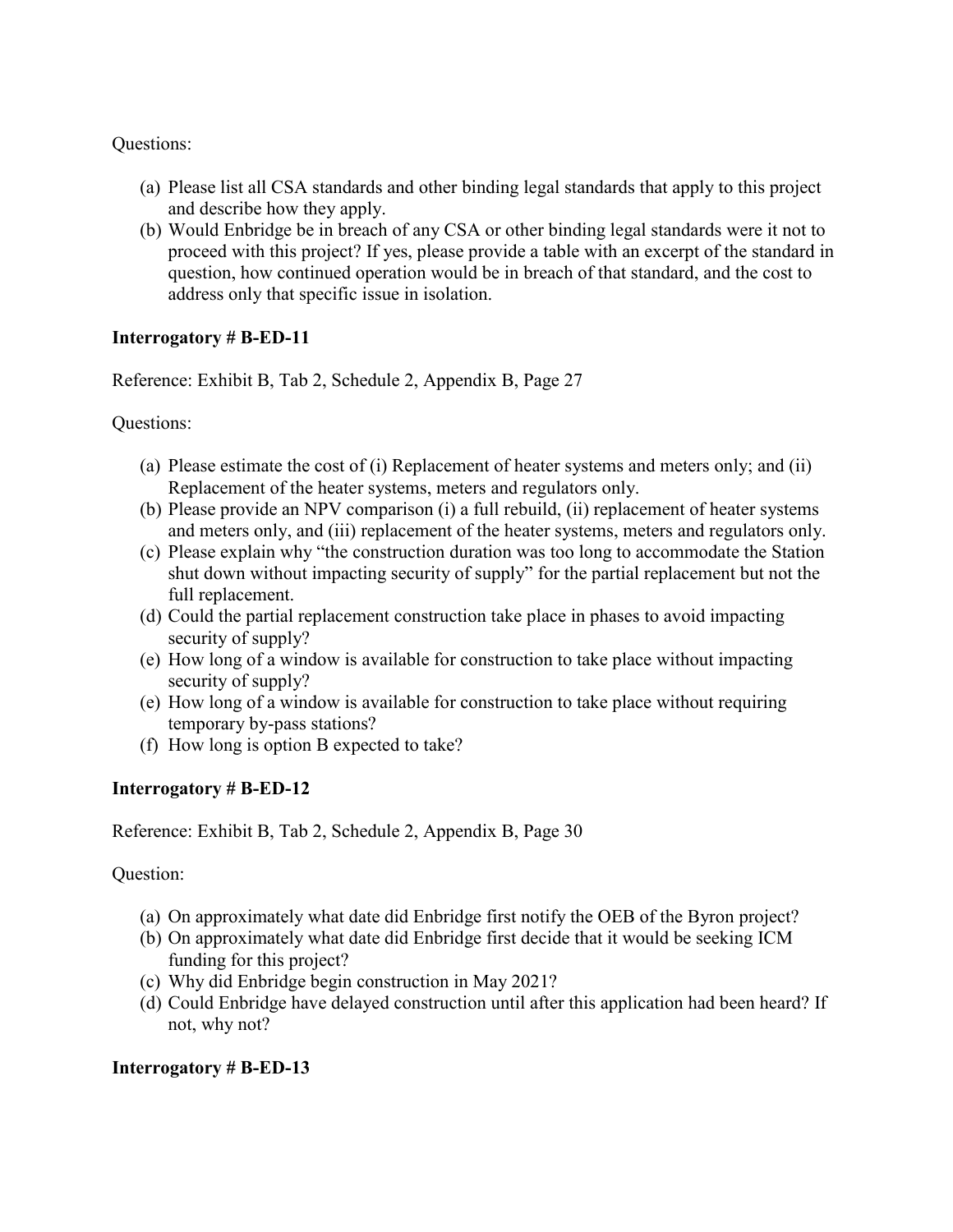Questions:

(a) Please list all CSA standards and other binding legal standards that apply to this project and describe how they apply.
(b) Would Enbridge be in breach of any CSA or other binding legal standards were it not to proceed with this project? If yes, please provide a table with an excerpt of the standard in question, how continued operation would be in breach of that standard, and the cost to address only that specific issue in isolation.

**Interrogatory # B-ED-11**

Reference: Exhibit B, Tab 2, Schedule 2, Appendix B, Page 27

Questions:

(a) Please estimate the cost of (i) Replacement of heater systems and meters only; and (ii) Replacement of the heater systems, meters and regulators only.
(b) Please provide an NPV comparison (i) a full rebuild, (ii) replacement of heater systems and meters only, and (iii) replacement of the heater systems, meters and regulators only.
(c) Please explain why "the construction duration was too long to accommodate the Station shut down without impacting security of supply" for the partial replacement but not the full replacement.
(d) Could the partial replacement construction take place in phases to avoid impacting security of supply?
(e) How long of a window is available for construction to take place without impacting security of supply?
(e) How long of a window is available for construction to take place without requiring temporary by-pass stations?
(f) How long is option B expected to take?

**Interrogatory # B-ED-12**

Reference: Exhibit B, Tab 2, Schedule 2, Appendix B, Page 30

Question:

(a) On approximately what date did Enbridge first notify the OEB of the Byron project?
(b) On approximately what date did Enbridge first decide that it would be seeking ICM funding for this project?
(c) Why did Enbridge begin construction in May 2021?
(d) Could Enbridge have delayed construction until after this application had been heard? If not, why not?

**Interrogatory # B-ED-13**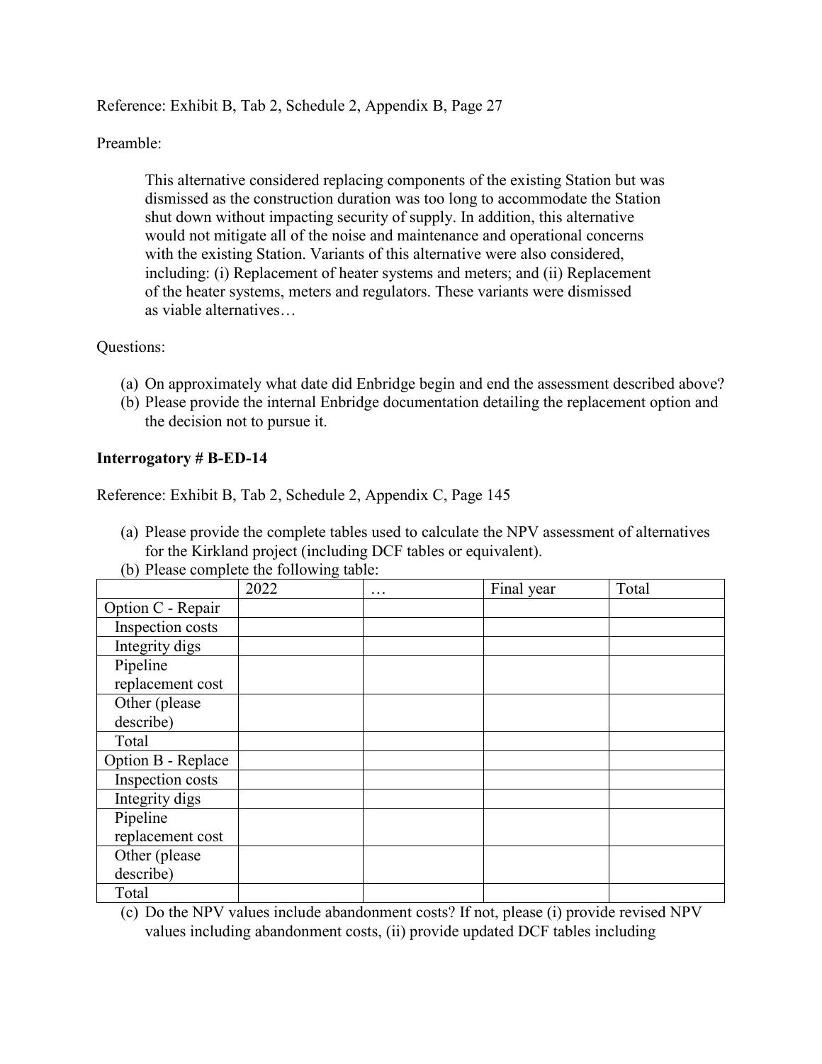Reference: Exhibit B, Tab 2, Schedule 2, Appendix B, Page 27

Preamble:

> This alternative considered replacing components of the existing Station but was dismissed as the construction duration was too long to accommodate the Station shut down without impacting security of supply. In addition, this alternative would not mitigate all of the noise and maintenance and operational concerns with the existing Station. Variants of this alternative were also considered, including: (i) Replacement of heater systems and meters; and (ii) Replacement of the heater systems, meters and regulators. These variants were dismissed as viable alternatives…

Questions:

(a) On approximately what date did Enbridge begin and end the assessment described above?
(b) Please provide the internal Enbridge documentation detailing the replacement option and the decision not to pursue it.

**Interrogatory # B-ED-14**

Reference: Exhibit B, Tab 2, Schedule 2, Appendix C, Page 145

(a) Please provide the complete tables used to calculate the NPV assessment of alternatives for the Kirkland project (including DCF tables or equivalent).
(b) Please complete the following table:

| | 2022 | … | Final year | Total |
|---|---|---|---|---|
| Option C - Repair | | | | |
| Inspection costs | | | | |
| Integrity digs | | | | |
| Pipeline replacement cost | | | | |
| Other (please describe) | | | | |
| Total | | | | |
| Option B - Replace | | | | |
| Inspection costs | | | | |
| Integrity digs | | | | |
| Pipeline replacement cost | | | | |
| Other (please describe) | | | | |
| Total | | | | |

(c) Do the NPV values include abandonment costs? If not, please (i) provide revised NPV values including abandonment costs, (ii) provide updated DCF tables including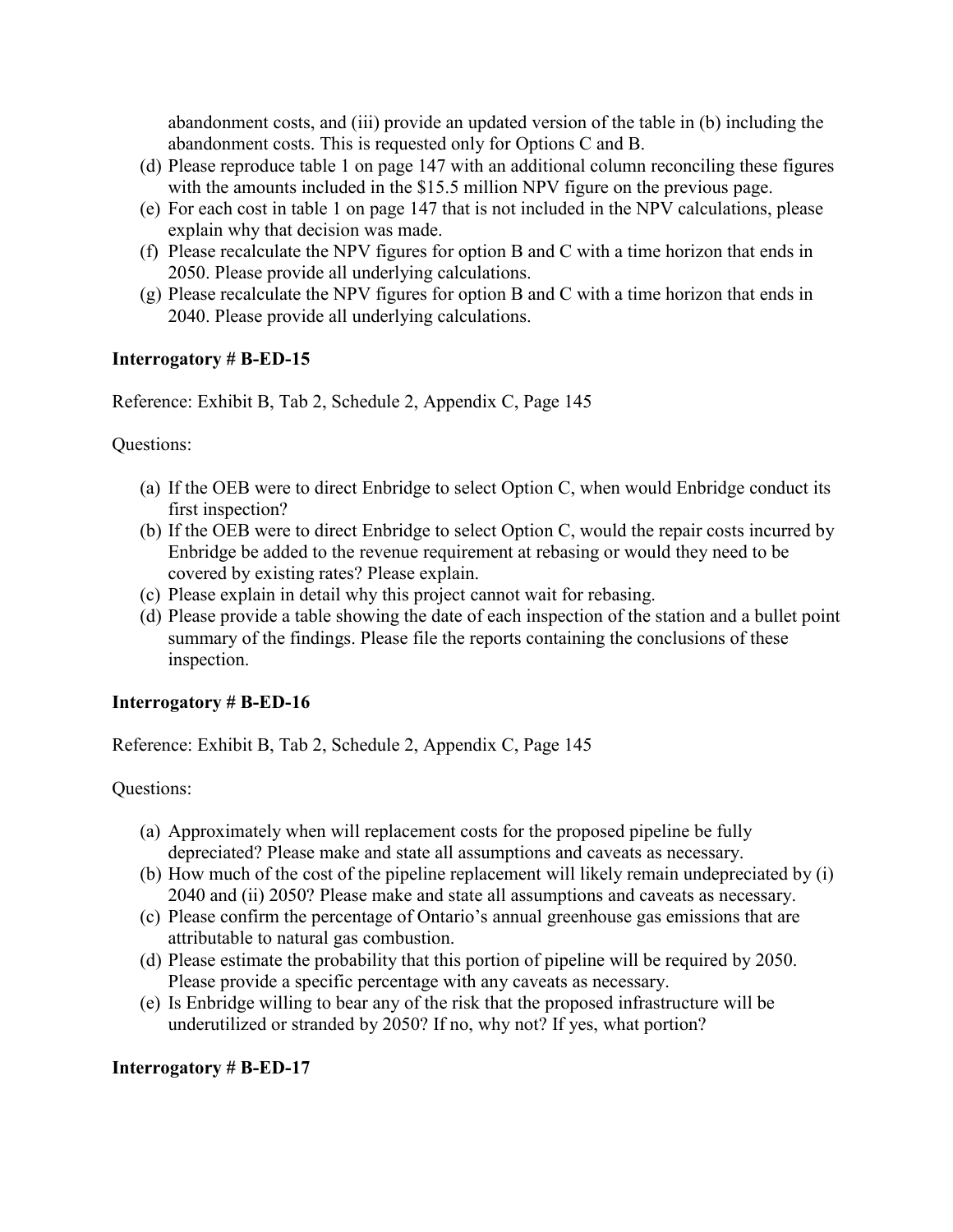abandonment costs, and (iii) provide an updated version of the table in (b) including the abandonment costs. This is requested only for Options C and B.

(d) Please reproduce table 1 on page 147 with an additional column reconciling these figures with the amounts included in the $15.5 million NPV figure on the previous page.
(e) For each cost in table 1 on page 147 that is not included in the NPV calculations, please explain why that decision was made.
(f) Please recalculate the NPV figures for option B and C with a time horizon that ends in 2050. Please provide all underlying calculations.
(g) Please recalculate the NPV figures for option B and C with a time horizon that ends in 2040. Please provide all underlying calculations.

**Interrogatory # B-ED-15**

Reference: Exhibit B, Tab 2, Schedule 2, Appendix C, Page 145

Questions:

(a) If the OEB were to direct Enbridge to select Option C, when would Enbridge conduct its first inspection?
(b) If the OEB were to direct Enbridge to select Option C, would the repair costs incurred by Enbridge be added to the revenue requirement at rebasing or would they need to be covered by existing rates? Please explain.
(c) Please explain in detail why this project cannot wait for rebasing.
(d) Please provide a table showing the date of each inspection of the station and a bullet point summary of the findings. Please file the reports containing the conclusions of these inspection.

**Interrogatory # B-ED-16**

Reference: Exhibit B, Tab 2, Schedule 2, Appendix C, Page 145

Questions:

(a) Approximately when will replacement costs for the proposed pipeline be fully depreciated? Please make and state all assumptions and caveats as necessary.
(b) How much of the cost of the pipeline replacement will likely remain undepreciated by (i) 2040 and (ii) 2050? Please make and state all assumptions and caveats as necessary.
(c) Please confirm the percentage of Ontario's annual greenhouse gas emissions that are attributable to natural gas combustion.
(d) Please estimate the probability that this portion of pipeline will be required by 2050. Please provide a specific percentage with any caveats as necessary.
(e) Is Enbridge willing to bear any of the risk that the proposed infrastructure will be underutilized or stranded by 2050? If no, why not? If yes, what portion?

**Interrogatory # B-ED-17**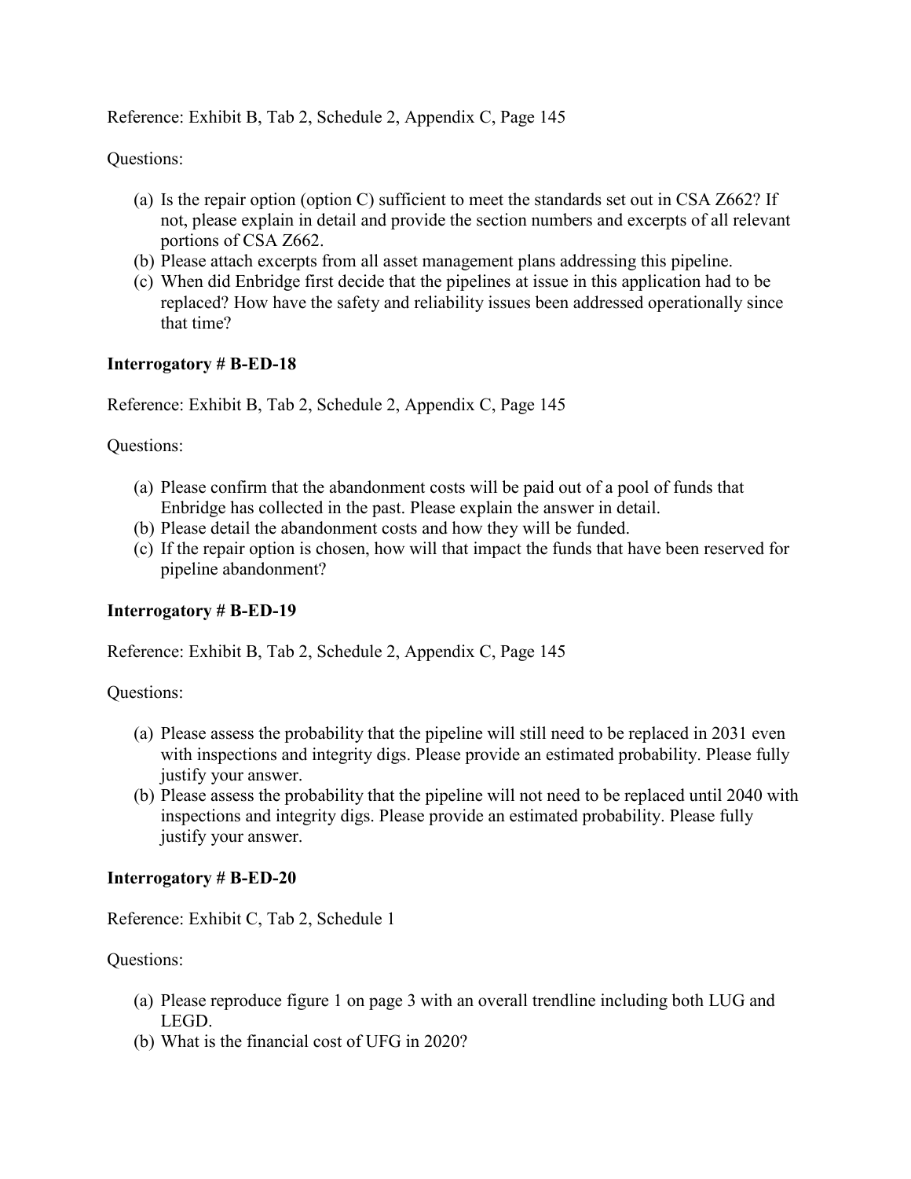Reference: Exhibit B, Tab 2, Schedule 2, Appendix C, Page 145

Questions:

(a) Is the repair option (option C) sufficient to meet the standards set out in CSA Z662? If not, please explain in detail and provide the section numbers and excerpts of all relevant portions of CSA Z662.
(b) Please attach excerpts from all asset management plans addressing this pipeline.
(c) When did Enbridge first decide that the pipelines at issue in this application had to be replaced? How have the safety and reliability issues been addressed operationally since that time?

**Interrogatory # B-ED-18**

Reference: Exhibit B, Tab 2, Schedule 2, Appendix C, Page 145

Questions:

(a) Please confirm that the abandonment costs will be paid out of a pool of funds that Enbridge has collected in the past. Please explain the answer in detail.
(b) Please detail the abandonment costs and how they will be funded.
(c) If the repair option is chosen, how will that impact the funds that have been reserved for pipeline abandonment?

**Interrogatory # B-ED-19**

Reference: Exhibit B, Tab 2, Schedule 2, Appendix C, Page 145

Questions:

(a) Please assess the probability that the pipeline will still need to be replaced in 2031 even with inspections and integrity digs. Please provide an estimated probability. Please fully justify your answer.
(b) Please assess the probability that the pipeline will not need to be replaced until 2040 with inspections and integrity digs. Please provide an estimated probability. Please fully justify your answer.

**Interrogatory # B-ED-20**

Reference: Exhibit C, Tab 2, Schedule 1

Questions:

(a) Please reproduce figure 1 on page 3 with an overall trendline including both LUG and LEGD.
(b) What is the financial cost of UFG in 2020?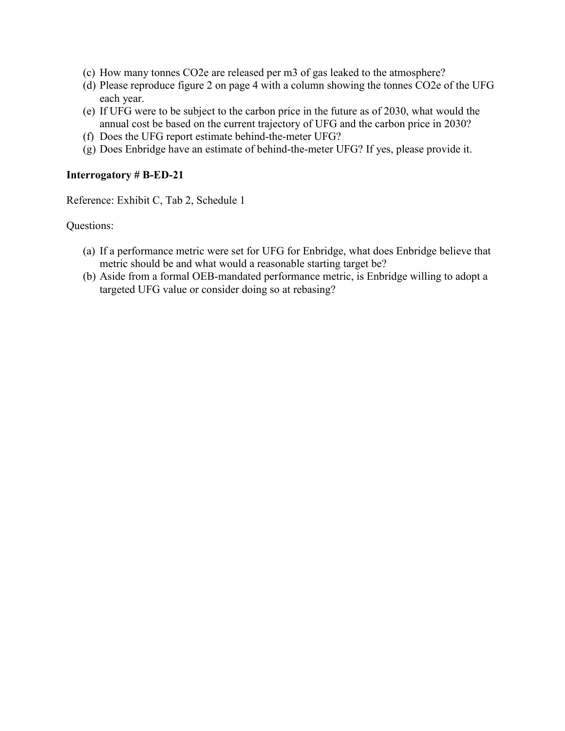(c) How many tonnes $CO_2e$ are released per m3 of gas leaked to the atmosphere?
(d) Please reproduce figure 2 on page 4 with a column showing the tonnes $CO_2e$ of the UFG each year.
(e) If UFG were to be subject to the carbon price in the future as of 2030, what would the annual cost be based on the current trajectory of UFG and the carbon price in 2030?
(f) Does the UFG report estimate behind-the-meter UFG?
(g) Does Enbridge have an estimate of behind-the-meter UFG? If yes, please provide it.

**Interrogatory # B-ED-21**

Reference: Exhibit C, Tab 2, Schedule 1

Questions:

(a) If a performance metric were set for UFG for Enbridge, what does Enbridge believe that metric should be and what would a reasonable starting target be?
(b) Aside from a formal OEB-mandated performance metric, is Enbridge willing to adopt a targeted UFG value or consider doing so at rebasing?